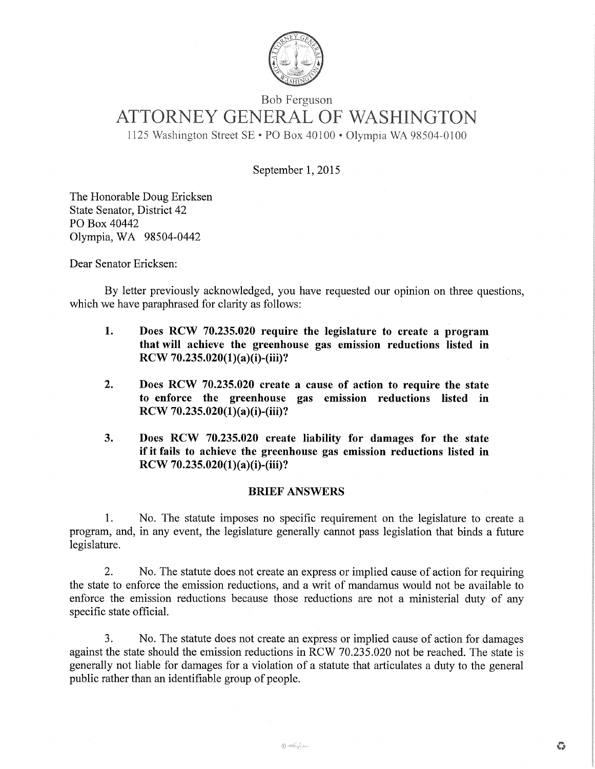Bob Ferguson

# ATTORNEY GENERAL OF WASHINGTON

1125 Washington Street SE • PO Box 40100 • Olympia WA 98504-0100

September 1, 2015

The Honorable Doug Ericksen
State Senator, District 42
PO Box 40442
Olympia, WA 98504-0442

Dear Senator Ericksen:

By letter previously acknowledged, you have requested our opinion on three questions, which we have paraphrased for clarity as follows:

1. **Does RCW 70.235.020 require the legislature to create a program that will achieve the greenhouse gas emission reductions listed in RCW 70.235.020(1)(a)(i)-(iii)?**

2. **Does RCW 70.235.020 create a cause of action to require the state to enforce the greenhouse gas emission reductions listed in RCW 70.235.020(1)(a)(i)-(iii)?**

3. **Does RCW 70.235.020 create liability for damages for the state if it fails to achieve the greenhouse gas emission reductions listed in RCW 70.235.020(1)(a)(i)-(iii)?**

## BRIEF ANSWERS

1. No. The statute imposes no specific requirement on the legislature to create a program, and, in any event, the legislature generally cannot pass legislation that binds a future legislature.

2. No. The statute does not create an express or implied cause of action for requiring the state to enforce the emission reductions, and a writ of mandamus would not be available to enforce the emission reductions because those reductions are not a ministerial duty of any specific state official.

3. No. The statute does not create an express or implied cause of action for damages against the state should the emission reductions in RCW 70.235.020 not be reached. The state is generally not liable for damages for a violation of a statute that articulates a duty to the general public rather than an identifiable group of people.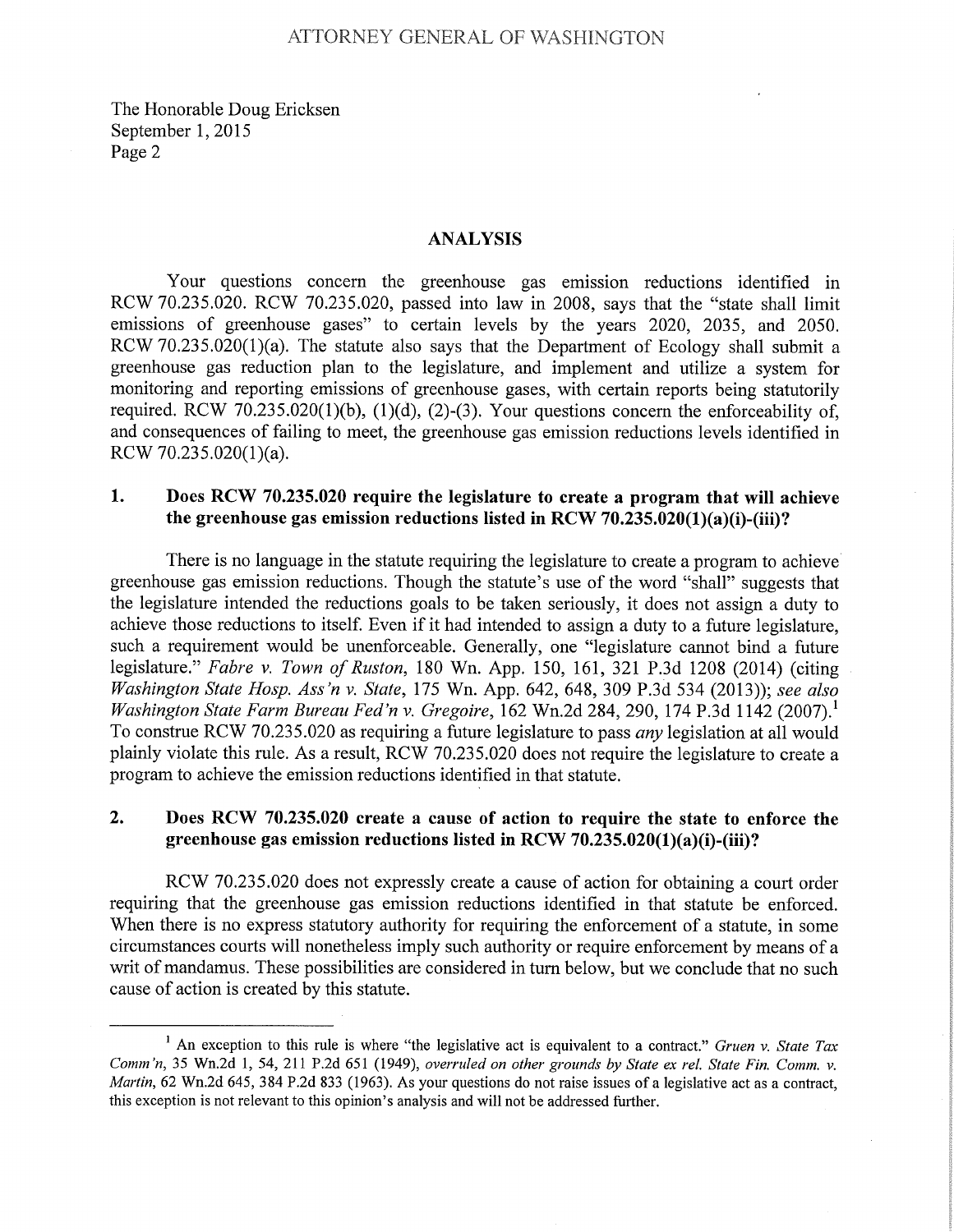## ANALYSIS

Your questions concern the greenhouse gas emission reductions identified in RCW 70.235.020. RCW 70.235.020, passed into law in 2008, says that the "state shall limit emissions of greenhouse gases" to certain levels by the years 2020, 2035, and 2050. RCW 70.235.020(1)(a). The statute also says that the Department of Ecology shall submit a greenhouse gas reduction plan to the legislature, and implement and utilize a system for monitoring and reporting emissions of greenhouse gases, with certain reports being statutorily required. RCW 70.235.020(1)(b), (1)(d), (2)-(3). Your questions concern the enforceability of, and consequences of failing to meet, the greenhouse gas emission reductions levels identified in RCW 70.235.020(1)(a).

### 1. Does RCW 70.235.020 require the legislature to create a program that will achieve the greenhouse gas emission reductions listed in RCW 70.235.020(1)(a)(i)-(iii)?

There is no language in the statute requiring the legislature to create a program to achieve greenhouse gas emission reductions. Though the statute's use of the word "shall" suggests that the legislature intended the reductions goals to be taken seriously, it does not assign a duty to achieve those reductions to itself. Even if it had intended to assign a duty to a future legislature, such a requirement would be unenforceable. Generally, one "legislature cannot bind a future legislature." *Fabre v. Town of Ruston*, 180 Wn. App. 150, 161, 321 P.3d 1208 (2014) (citing *Washington State Hosp. Ass'n v. State*, 175 Wn. App. 642, 648, 309 P.3d 534 (2013)); *see also Washington State Farm Bureau Fed'n v. Gregoire*, 162 Wn.2d 284, 290, 174 P.3d 1142 (2007).[1] To construe RCW 70.235.020 as requiring a future legislature to pass *any* legislation at all would plainly violate this rule. As a result, RCW 70.235.020 does not require the legislature to create a program to achieve the emission reductions identified in that statute.

### 2. Does RCW 70.235.020 create a cause of action to require the state to enforce the greenhouse gas emission reductions listed in RCW 70.235.020(1)(a)(i)-(iii)?

RCW 70.235.020 does not expressly create a cause of action for obtaining a court order requiring that the greenhouse gas emission reductions identified in that statute be enforced. When there is no express statutory authority for requiring the enforcement of a statute, in some circumstances courts will nonetheless imply such authority or require enforcement by means of a writ of mandamus. These possibilities are considered in turn below, but we conclude that no such cause of action is created by this statute.

---

[1] An exception to this rule is where "the legislative act is equivalent to a contract." *Gruen v. State Tax Comm'n*, 35 Wn.2d 1, 54, 211 P.2d 651 (1949), *overruled on other grounds by State ex rel. State Fin. Comm. v. Martin*, 62 Wn.2d 645, 384 P.2d 833 (1963). As your questions do not raise issues of a legislative act as a contract, this exception is not relevant to this opinion's analysis and will not be addressed further.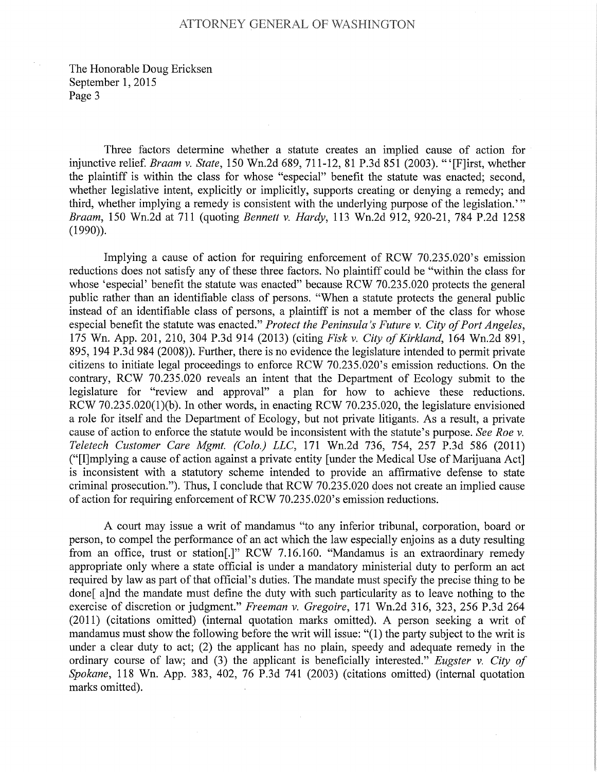The Honorable Doug Ericksen
September 1, 2015
Page 3

Three factors determine whether a statute creates an implied cause of action for injunctive relief. *Braam v. State*, 150 Wn.2d 689, 711-12, 81 P.3d 851 (2003). "'[F]irst, whether the plaintiff is within the class for whose "especial" benefit the statute was enacted; second, whether legislative intent, explicitly or implicitly, supports creating or denying a remedy; and third, whether implying a remedy is consistent with the underlying purpose of the legislation.'" *Braam*, 150 Wn.2d at 711 (quoting *Bennett v. Hardy*, 113 Wn.2d 912, 920-21, 784 P.2d 1258 (1990)).

Implying a cause of action for requiring enforcement of RCW 70.235.020's emission reductions does not satisfy any of these three factors. No plaintiff could be "within the class for whose 'especial' benefit the statute was enacted" because RCW 70.235.020 protects the general public rather than an identifiable class of persons. "When a statute protects the general public instead of an identifiable class of persons, a plaintiff is not a member of the class for whose especial benefit the statute was enacted." *Protect the Peninsula's Future v. City of Port Angeles*, 175 Wn. App. 201, 210, 304 P.3d 914 (2013) (citing *Fisk v. City of Kirkland*, 164 Wn.2d 891, 895, 194 P.3d 984 (2008)). Further, there is no evidence the legislature intended to permit private citizens to initiate legal proceedings to enforce RCW 70.235.020's emission reductions. On the contrary, RCW 70.235.020 reveals an intent that the Department of Ecology submit to the legislature for "review and approval" a plan for how to achieve these reductions. RCW 70.235.020(1)(b). In other words, in enacting RCW 70.235.020, the legislature envisioned a role for itself and the Department of Ecology, but not private litigants. As a result, a private cause of action to enforce the statute would be inconsistent with the statute's purpose. *See Roe v. Teletech Customer Care Mgmt. (Colo.) LLC*, 171 Wn.2d 736, 754, 257 P.3d 586 (2011) ("[I]mplying a cause of action against a private entity [under the Medical Use of Marijuana Act] is inconsistent with a statutory scheme intended to provide an affirmative defense to state criminal prosecution."). Thus, I conclude that RCW 70.235.020 does not create an implied cause of action for requiring enforcement of RCW 70.235.020's emission reductions.

A court may issue a writ of mandamus "to any inferior tribunal, corporation, board or person, to compel the performance of an act which the law especially enjoins as a duty resulting from an office, trust or station[.]" RCW 7.16.160. "Mandamus is an extraordinary remedy appropriate only where a state official is under a mandatory ministerial duty to perform an act required by law as part of that official's duties. The mandate must specify the precise thing to be done[ a]nd the mandate must define the duty with such particularity as to leave nothing to the exercise of discretion or judgment." *Freeman v. Gregoire*, 171 Wn.2d 316, 323, 256 P.3d 264 (2011) (citations omitted) (internal quotation marks omitted). A person seeking a writ of mandamus must show the following before the writ will issue: "(1) the party subject to the writ is under a clear duty to act; (2) the applicant has no plain, speedy and adequate remedy in the ordinary course of law; and (3) the applicant is beneficially interested." *Eugster v. City of Spokane*, 118 Wn. App. 383, 402, 76 P.3d 741 (2003) (citations omitted) (internal quotation marks omitted).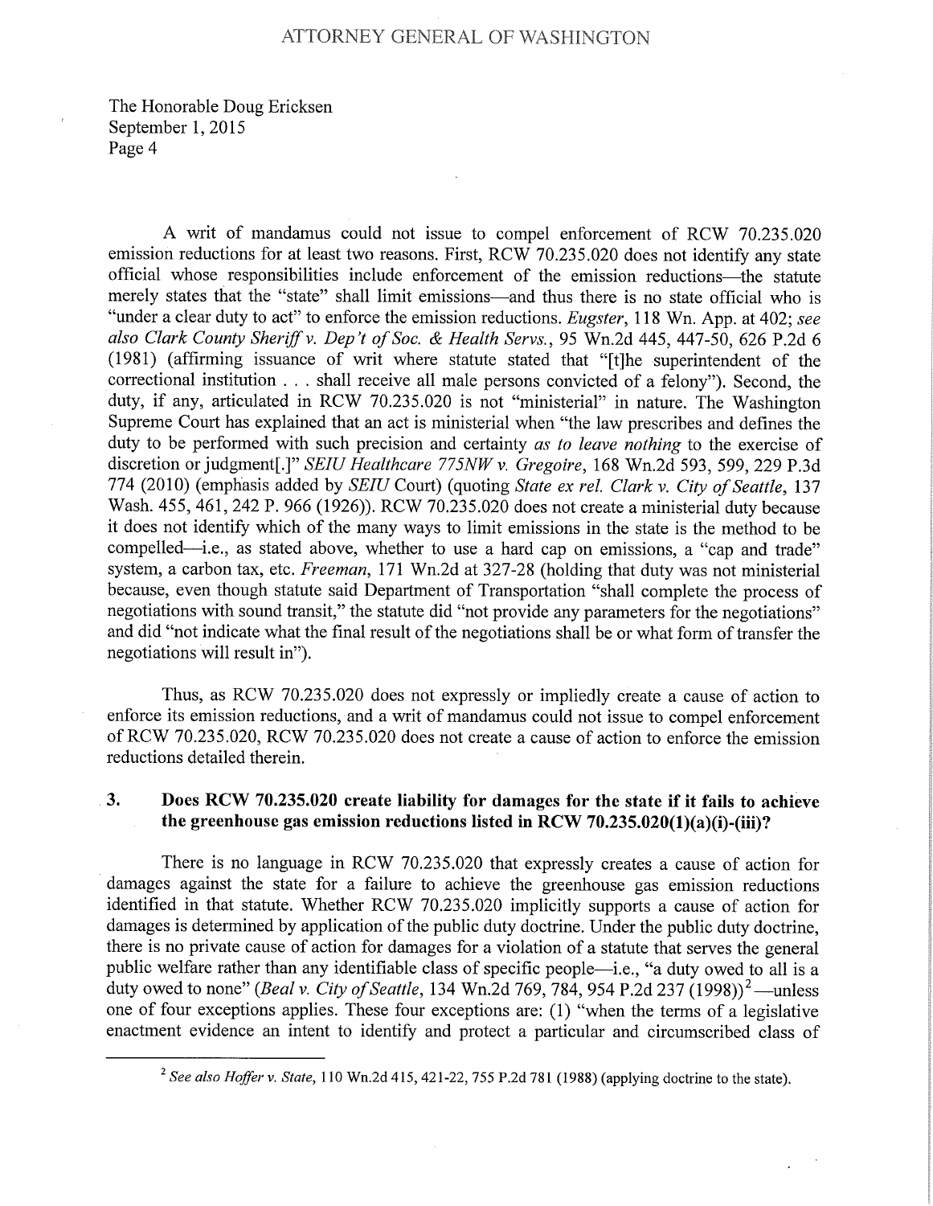A writ of mandamus could not issue to compel enforcement of RCW 70.235.020 emission reductions for at least two reasons. First, RCW 70.235.020 does not identify any state official whose responsibilities include enforcement of the emission reductions—the statute merely states that the "state" shall limit emissions—and thus there is no state official who is "under a clear duty to act" to enforce the emission reductions. *Eugster*, 118 Wn. App. at 402; *see also Clark County Sheriff v. Dep't of Soc. & Health Servs.*, 95 Wn.2d 445, 447-50, 626 P.2d 6 (1981) (affirming issuance of writ where statute stated that "[t]he superintendent of the correctional institution . . . shall receive all male persons convicted of a felony"). Second, the duty, if any, articulated in RCW 70.235.020 is not "ministerial" in nature. The Washington Supreme Court has explained that an act is ministerial when "the law prescribes and defines the duty to be performed with such precision and certainty *as to leave nothing* to the exercise of discretion or judgment[.]" *SEIU Healthcare 775NW v. Gregoire*, 168 Wn.2d 593, 599, 229 P.3d 774 (2010) (emphasis added by *SEIU* Court) (quoting *State ex rel. Clark v. City of Seattle*, 137 Wash. 455, 461, 242 P. 966 (1926)). RCW 70.235.020 does not create a ministerial duty because it does not identify which of the many ways to limit emissions in the state is the method to be compelled—i.e., as stated above, whether to use a hard cap on emissions, a "cap and trade" system, a carbon tax, etc. *Freeman*, 171 Wn.2d at 327-28 (holding that duty was not ministerial because, even though statute said Department of Transportation "shall complete the process of negotiations with sound transit," the statute did "not provide any parameters for the negotiations" and did "not indicate what the final result of the negotiations shall be or what form of transfer the negotiations will result in").

Thus, as RCW 70.235.020 does not expressly or impliedly create a cause of action to enforce its emission reductions, and a writ of mandamus could not issue to compel enforcement of RCW 70.235.020, RCW 70.235.020 does not create a cause of action to enforce the emission reductions detailed therein.

### 3. Does RCW 70.235.020 create liability for damages for the state if it fails to achieve the greenhouse gas emission reductions listed in RCW 70.235.020(1)(a)(i)-(iii)?

There is no language in RCW 70.235.020 that expressly creates a cause of action for damages against the state for a failure to achieve the greenhouse gas emission reductions identified in that statute. Whether RCW 70.235.020 implicitly supports a cause of action for damages is determined by application of the public duty doctrine. Under the public duty doctrine, there is no private cause of action for damages for a violation of a statute that serves the general public welfare rather than any identifiable class of specific people—i.e., "a duty owed to all is a duty owed to none" (*Beal v. City of Seattle*, 134 Wn.2d 769, 784, 954 P.2d 237 (1998))[2]—unless one of four exceptions applies. These four exceptions are: (1) "when the terms of a legislative enactment evidence an intent to identify and protect a particular and circumscribed class of

[2] *See also Hoffer v. State*, 110 Wn.2d 415, 421-22, 755 P.2d 781 (1988) (applying doctrine to the state).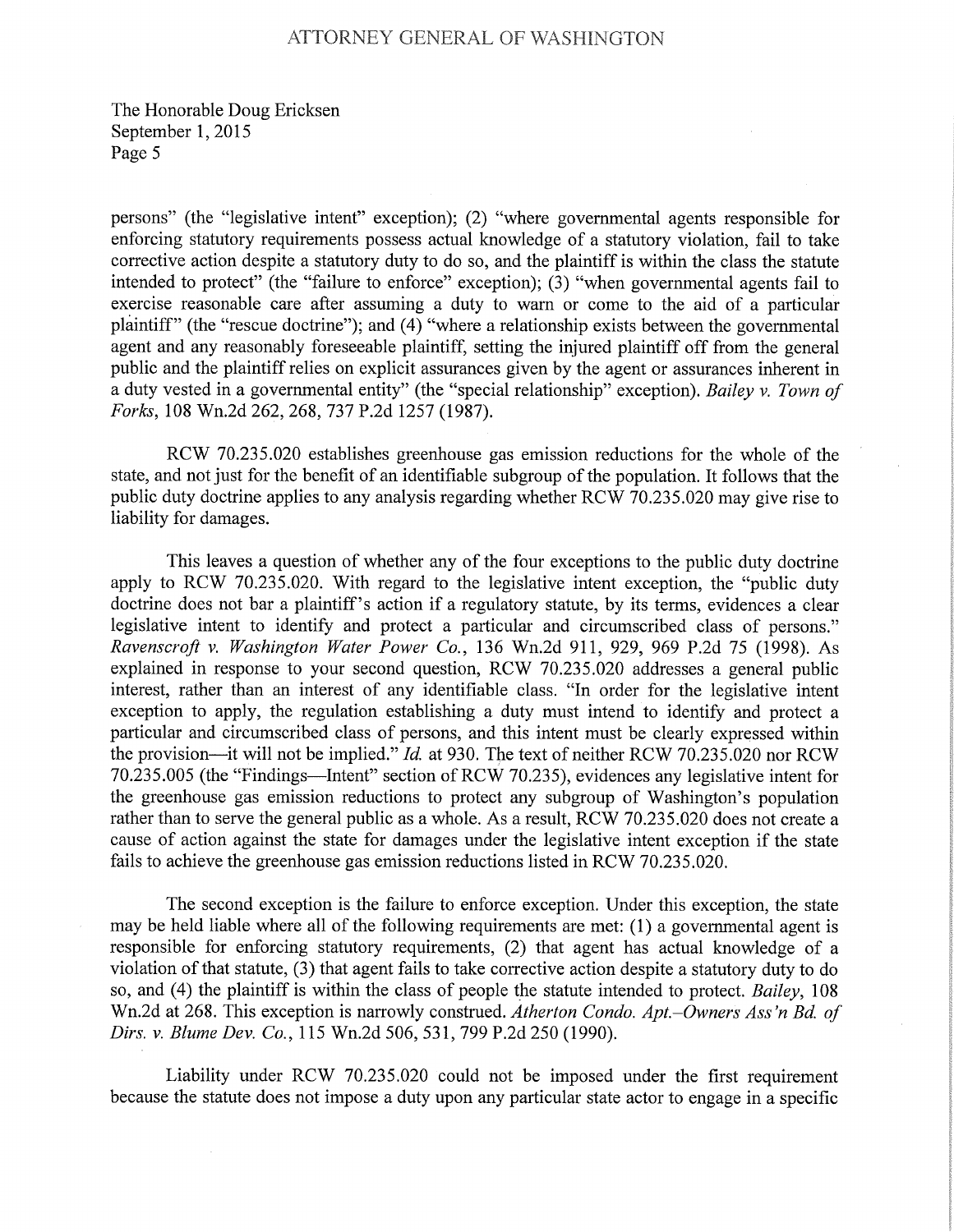The Honorable Doug Ericksen
September 1, 2015
Page 5

persons" (the "legislative intent" exception); (2) "where governmental agents responsible for enforcing statutory requirements possess actual knowledge of a statutory violation, fail to take corrective action despite a statutory duty to do so, and the plaintiff is within the class the statute intended to protect" (the "failure to enforce" exception); (3) "when governmental agents fail to exercise reasonable care after assuming a duty to warn or come to the aid of a particular plaintiff" (the "rescue doctrine"); and (4) "where a relationship exists between the governmental agent and any reasonably foreseeable plaintiff, setting the injured plaintiff off from the general public and the plaintiff relies on explicit assurances given by the agent or assurances inherent in a duty vested in a governmental entity" (the "special relationship" exception). *Bailey v. Town of Forks*, 108 Wn.2d 262, 268, 737 P.2d 1257 (1987).

RCW 70.235.020 establishes greenhouse gas emission reductions for the whole of the state, and not just for the benefit of an identifiable subgroup of the population. It follows that the public duty doctrine applies to any analysis regarding whether RCW 70.235.020 may give rise to liability for damages.

This leaves a question of whether any of the four exceptions to the public duty doctrine apply to RCW 70.235.020. With regard to the legislative intent exception, the "public duty doctrine does not bar a plaintiff's action if a regulatory statute, by its terms, evidences a clear legislative intent to identify and protect a particular and circumscribed class of persons." *Ravenscroft v. Washington Water Power Co.*, 136 Wn.2d 911, 929, 969 P.2d 75 (1998). As explained in response to your second question, RCW 70.235.020 addresses a general public interest, rather than an interest of any identifiable class. "In order for the legislative intent exception to apply, the regulation establishing a duty must intend to identify and protect a particular and circumscribed class of persons, and this intent must be clearly expressed within the provision—it will not be implied." *Id.* at 930. The text of neither RCW 70.235.020 nor RCW 70.235.005 (the "Findings—Intent" section of RCW 70.235), evidences any legislative intent for the greenhouse gas emission reductions to protect any subgroup of Washington's population rather than to serve the general public as a whole. As a result, RCW 70.235.020 does not create a cause of action against the state for damages under the legislative intent exception if the state fails to achieve the greenhouse gas emission reductions listed in RCW 70.235.020.

The second exception is the failure to enforce exception. Under this exception, the state may be held liable where all of the following requirements are met: (1) a governmental agent is responsible for enforcing statutory requirements, (2) that agent has actual knowledge of a violation of that statute, (3) that agent fails to take corrective action despite a statutory duty to do so, and (4) the plaintiff is within the class of people the statute intended to protect. *Bailey*, 108 Wn.2d at 268. This exception is narrowly construed. *Atherton Condo. Apt.–Owners Ass'n Bd. of Dirs. v. Blume Dev. Co.*, 115 Wn.2d 506, 531, 799 P.2d 250 (1990).

Liability under RCW 70.235.020 could not be imposed under the first requirement because the statute does not impose a duty upon any particular state actor to engage in a specific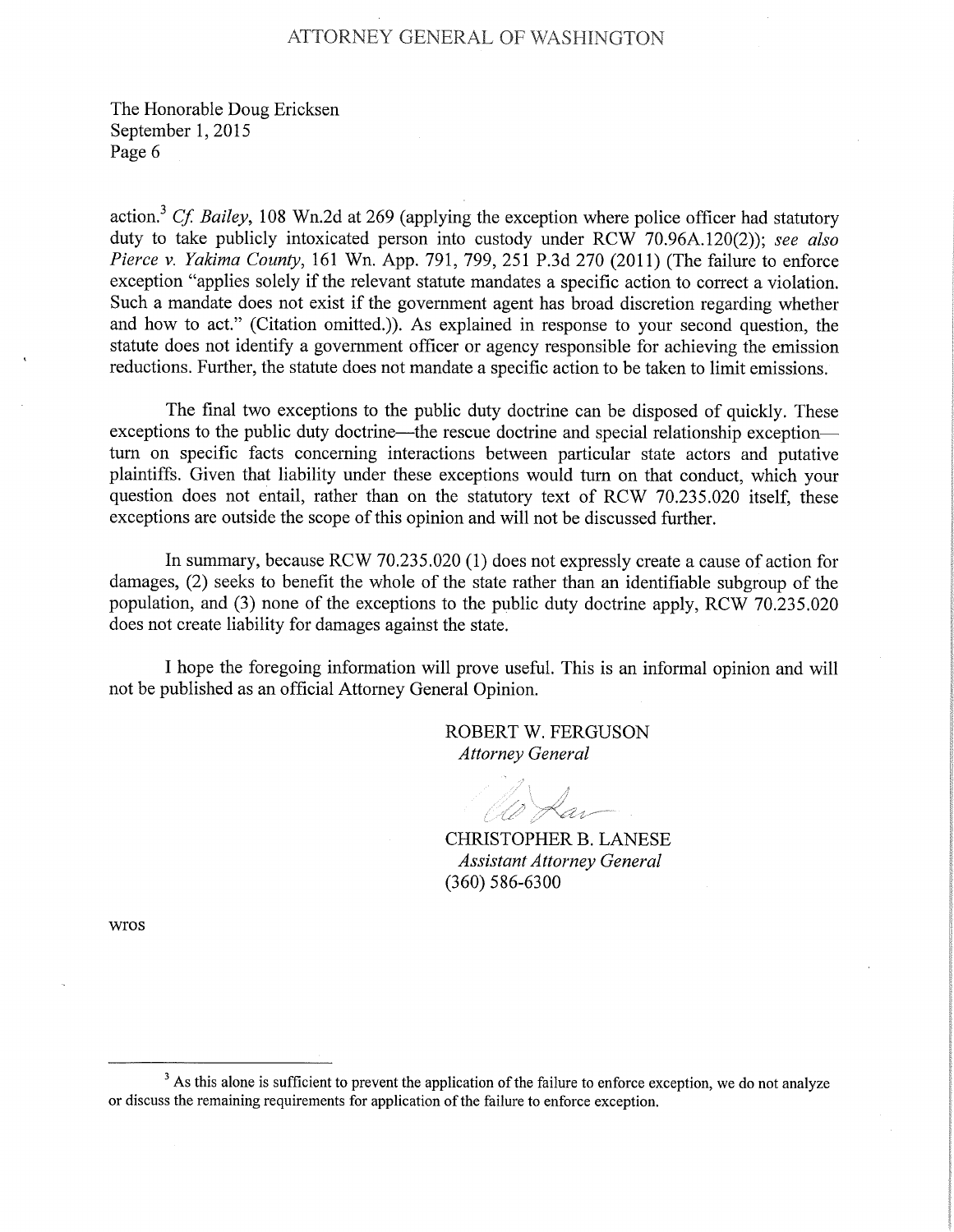The Honorable Doug Ericksen
September 1, 2015
Page 6

action.[3] *Cf. Bailey*, 108 Wn.2d at 269 (applying the exception where police officer had statutory duty to take publicly intoxicated person into custody under RCW 70.96A.120(2)); *see also Pierce v. Yakima County*, 161 Wn. App. 791, 799, 251 P.3d 270 (2011) (The failure to enforce exception "applies solely if the relevant statute mandates a specific action to correct a violation. Such a mandate does not exist if the government agent has broad discretion regarding whether and how to act." (Citation omitted.)). As explained in response to your second question, the statute does not identify a government officer or agency responsible for achieving the emission reductions. Further, the statute does not mandate a specific action to be taken to limit emissions.

The final two exceptions to the public duty doctrine can be disposed of quickly. These exceptions to the public duty doctrine—the rescue doctrine and special relationship exception—turn on specific facts concerning interactions between particular state actors and putative plaintiffs. Given that liability under these exceptions would turn on that conduct, which your question does not entail, rather than on the statutory text of RCW 70.235.020 itself, these exceptions are outside the scope of this opinion and will not be discussed further.

In summary, because RCW 70.235.020 (1) does not expressly create a cause of action for damages, (2) seeks to benefit the whole of the state rather than an identifiable subgroup of the population, and (3) none of the exceptions to the public duty doctrine apply, RCW 70.235.020 does not create liability for damages against the state.

I hope the foregoing information will prove useful. This is an informal opinion and will not be published as an official Attorney General Opinion.

ROBERT W. FERGUSON
*Attorney General*

CHRISTOPHER B. LANESE
*Assistant Attorney General*
(360) 586-6300

wros

[3] As this alone is sufficient to prevent the application of the failure to enforce exception, we do not analyze or discuss the remaining requirements for application of the failure to enforce exception.